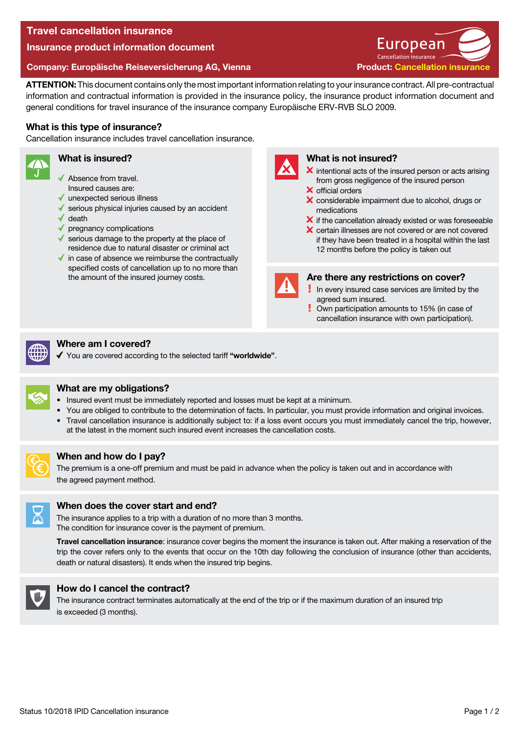# Travel cancellation insurance

## Insurance product information document

**Company: Europäische Reiseversicherung AG, Vienna**

European
Cancellation insurance

**Product: Cancellation insurance**

**ATTENTION:** This document contains only the most important information relating to your insurance contract. All pre-contractual information and contractual information is provided in the insurance policy, the insurance product information document and general conditions for travel insurance of the insurance company Europäische ERV-RVB SLO 2009.

### What is this type of insurance?

Cancellation insurance includes travel cancellation insurance.

### What is insured?

- ✓ Absence from travel. Insured causes are:
- ✓ unexpected serious illness
- ✓ serious physical injuries caused by an accident
- ✓ death
- ✓ pregnancy complications
- ✓ serious damage to the property at the place of residence due to natural disaster or criminal act
- ✓ in case of absence we reimburse the contractually specified costs of cancellation up to no more than the amount of the insured journey costs.

### What is not insured?

- ✗ intentional acts of the insured person or acts arising from gross negligence of the insured person
- ✗ official orders
- ✗ considerable impairment due to alcohol, drugs or medications
- ✗ if the cancellation already existed or was foreseeable
- ✗ certain illnesses are not covered or are not covered if they have been treated in a hospital within the last 12 months before the policy is taken out

### Are there any restrictions on cover?

- ! In every insured case services are limited by the agreed sum insured.
- ! Own participation amounts to 15% (in case of cancellation insurance with own participation).

### Where am I covered?

- ✓ You are covered according to the selected tariff **"worldwide"**.

### What are my obligations?

- Insured event must be immediately reported and losses must be kept at a minimum.
- You are obliged to contribute to the determination of facts. In particular, you must provide information and original invoices.
- Travel cancellation insurance is additionally subject to: if a loss event occurs you must immediately cancel the trip, however, at the latest in the moment such insured event increases the cancellation costs.

### When and how do I pay?

The premium is a one-off premium and must be paid in advance when the policy is taken out and in accordance with the agreed payment method.

### When does the cover start and end?

The insurance applies to a trip with a duration of no more than 3 months.
The condition for insurance cover is the payment of premium.

**Travel cancellation insurance**: insurance cover begins the moment the insurance is taken out. After making a reservation of the trip the cover refers only to the events that occur on the 10th day following the conclusion of insurance (other than accidents, death or natural disasters). It ends when the insured trip begins.

### How do I cancel the contract?

The insurance contract terminates automatically at the end of the trip or if the maximum duration of an insured trip is exceeded (3 months).

Status 10/2018 IPID Cancellation insurance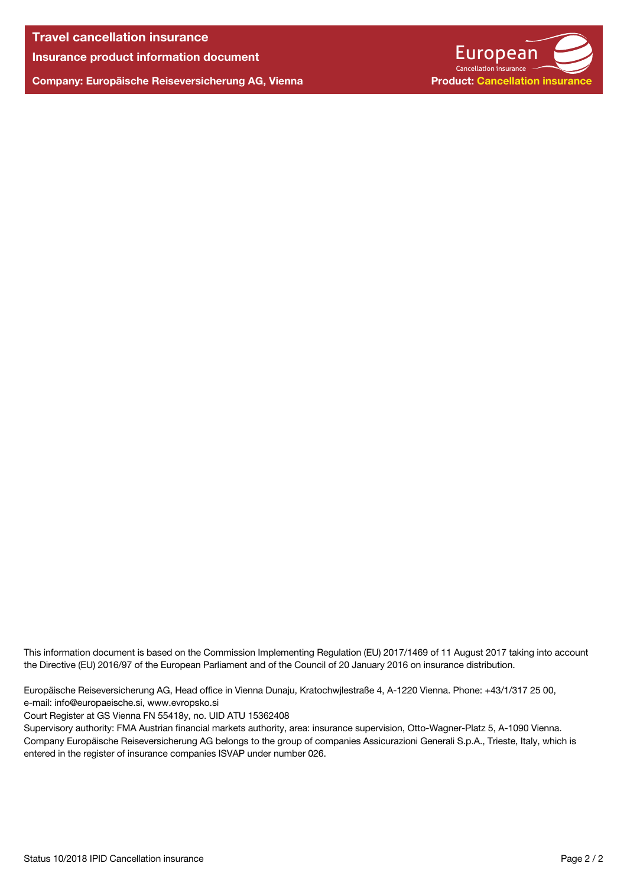This information document is based on the Commission Implementing Regulation (EU) 2017/1469 of 11 August 2017 taking into account the Directive (EU) 2016/97 of the European Parliament and of the Council of 20 January 2016 on insurance distribution.

Europäische Reiseversicherung AG, Head office in Vienna Dunaju, Kratochwjlestraße 4, A-1220 Vienna. Phone: +43/1/317 25 00, e-mail: info@europaeische.si, www.evropsko.si

Court Register at GS Vienna FN 55418y, no. UID ATU 15362408

Supervisory authority: FMA Austrian financial markets authority, area: insurance supervision, Otto-Wagner-Platz 5, A-1090 Vienna. Company Europäische Reiseversicherung AG belongs to the group of companies Assicurazioni Generali S.p.A., Trieste, Italy, which is entered in the register of insurance companies ISVAP under number 026.